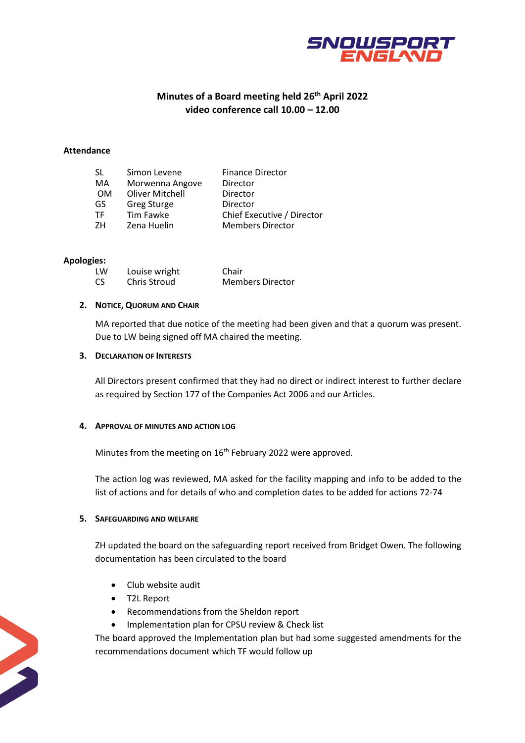# Minutes of a Board meeting held 26th April 2022
## video conference call 10.00 – 12.00

**Attendance**

| | | |
|---|---|---|
| SL | Simon Levene | Finance Director |
| MA | Morwenna Angove | Director |
| OM | Oliver Mitchell | Director |
| GS | Greg Sturge | Director |
| TF | Tim Fawke | Chief Executive / Director |
| ZH | Zena Huelin | Members Director |

**Apologies:**

| | | |
|---|---|---|
| LW | Louise wright | Chair |
| CS | Chris Stroud | Members Director |

### 2. Notice, Quorum and Chair

MA reported that due notice of the meeting had been given and that a quorum was present. Due to LW being signed off MA chaired the meeting.

### 3. Declaration of Interests

All Directors present confirmed that they had no direct or indirect interest to further declare as required by Section 177 of the Companies Act 2006 and our Articles.

### 4. Approval of Minutes and Action Log

Minutes from the meeting on 16th February 2022 were approved.

The action log was reviewed, MA asked for the facility mapping and info to be added to the list of actions and for details of who and completion dates to be added for actions 72-74

### 5. Safeguarding and Welfare

ZH updated the board on the safeguarding report received from Bridget Owen. The following documentation has been circulated to the board

- Club website audit
- T2L Report
- Recommendations from the Sheldon report
- Implementation plan for CPSU review & Check list

The board approved the Implementation plan but had some suggested amendments for the recommendations document which TF would follow up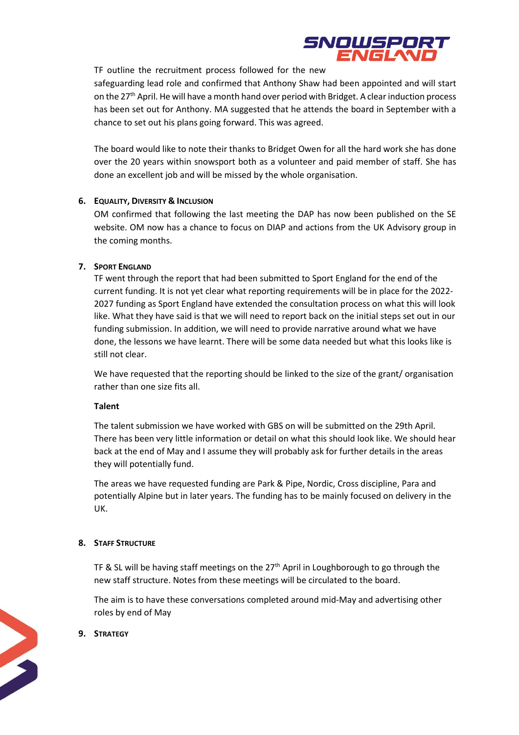TF outline the recruitment process followed for the new safeguarding lead role and confirmed that Anthony Shaw had been appointed and will start on the 27th April. He will have a month hand over period with Bridget. A clear induction process has been set out for Anthony. MA suggested that he attends the board in September with a chance to set out his plans going forward. This was agreed.

The board would like to note their thanks to Bridget Owen for all the hard work she has done over the 20 years within snowsport both as a volunteer and paid member of staff. She has done an excellent job and will be missed by the whole organisation.

## 6. Equality, Diversity & Inclusion

OM confirmed that following the last meeting the DAP has now been published on the SE website. OM now has a chance to focus on DIAP and actions from the UK Advisory group in the coming months.

## 7. Sport England

TF went through the report that had been submitted to Sport England for the end of the current funding. It is not yet clear what reporting requirements will be in place for the 2022-2027 funding as Sport England have extended the consultation process on what this will look like. What they have said is that we will need to report back on the initial steps set out in our funding submission. In addition, we will need to provide narrative around what we have done, the lessons we have learnt. There will be some data needed but what this looks like is still not clear.

We have requested that the reporting should be linked to the size of the grant/ organisation rather than one size fits all.

**Talent**

The talent submission we have worked with GBS on will be submitted on the 29th April. There has been very little information or detail on what this should look like. We should hear back at the end of May and I assume they will probably ask for further details in the areas they will potentially fund.

The areas we have requested funding are Park & Pipe, Nordic, Cross discipline, Para and potentially Alpine but in later years. The funding has to be mainly focused on delivery in the UK.

## 8. Staff Structure

TF & SL will be having staff meetings on the 27th April in Loughborough to go through the new staff structure. Notes from these meetings will be circulated to the board.

The aim is to have these conversations completed around mid-May and advertising other roles by end of May

## 9. Strategy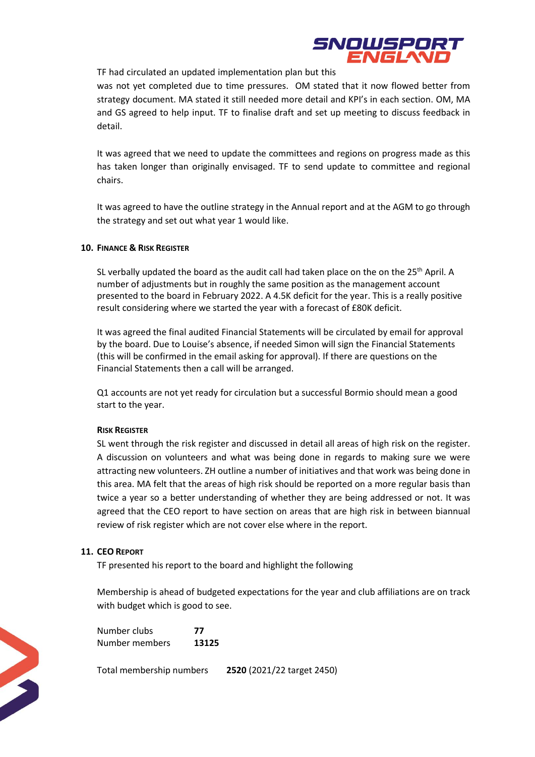TF had circulated an updated implementation plan but this was not yet completed due to time pressures. OM stated that it now flowed better from strategy document. MA stated it still needed more detail and KPI's in each section. OM, MA and GS agreed to help input. TF to finalise draft and set up meeting to discuss feedback in detail.

It was agreed that we need to update the committees and regions on progress made as this has taken longer than originally envisaged. TF to send update to committee and regional chairs.

It was agreed to have the outline strategy in the Annual report and at the AGM to go through the strategy and set out what year 1 would like.

## 10. Finance & Risk Register

SL verbally updated the board as the audit call had taken place on the on the 25th April. A number of adjustments but in roughly the same position as the management account presented to the board in February 2022. A 4.5K deficit for the year. This is a really positive result considering where we started the year with a forecast of £80K deficit.

It was agreed the final audited Financial Statements will be circulated by email for approval by the board. Due to Louise's absence, if needed Simon will sign the Financial Statements (this will be confirmed in the email asking for approval). If there are questions on the Financial Statements then a call will be arranged.

Q1 accounts are not yet ready for circulation but a successful Bormio should mean a good start to the year.

### Risk Register

SL went through the risk register and discussed in detail all areas of high risk on the register. A discussion on volunteers and what was being done in regards to making sure we were attracting new volunteers. ZH outline a number of initiatives and that work was being done in this area. MA felt that the areas of high risk should be reported on a more regular basis than twice a year so a better understanding of whether they are being addressed or not. It was agreed that the CEO report to have section on areas that are high risk in between biannual review of risk register which are not cover else where in the report.

## 11. CEO Report

TF presented his report to the board and highlight the following

Membership is ahead of budgeted expectations for the year and club affiliations are on track with budget which is good to see.

| | |
|---|---|
| Number clubs | **77** |
| Number members | **13125** |

Total membership numbers **2520** (2021/22 target 2450)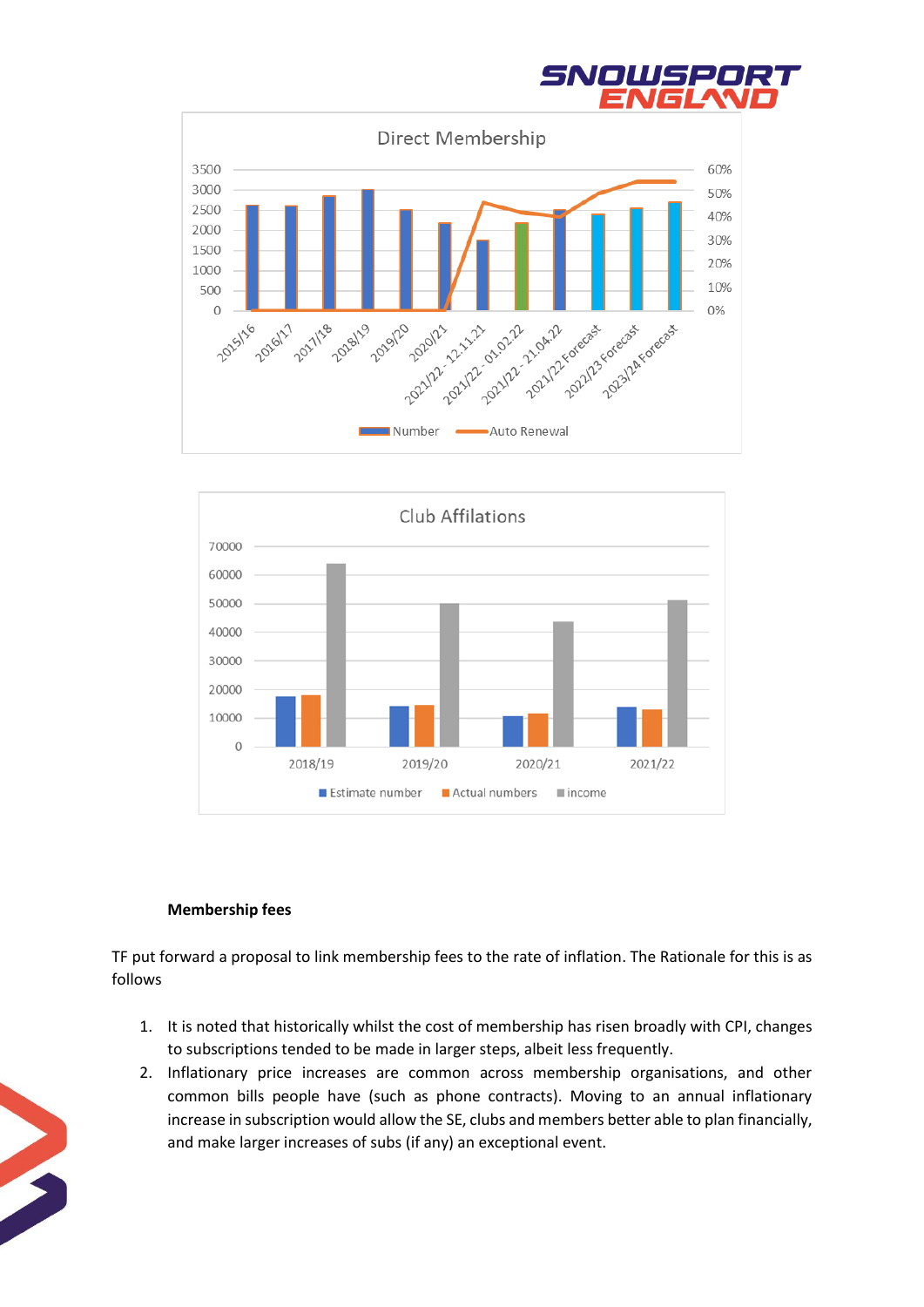**Membership fees**

TF put forward a proposal to link membership fees to the rate of inflation. The Rationale for this is as follows

1. It is noted that historically whilst the cost of membership has risen broadly with CPI, changes to subscriptions tended to be made in larger steps, albeit less frequently.
2. Inflationary price increases are common across membership organisations, and other common bills people have (such as phone contracts). Moving to an annual inflationary increase in subscription would allow the SE, clubs and members better able to plan financially, and make larger increases of subs (if any) an exceptional event.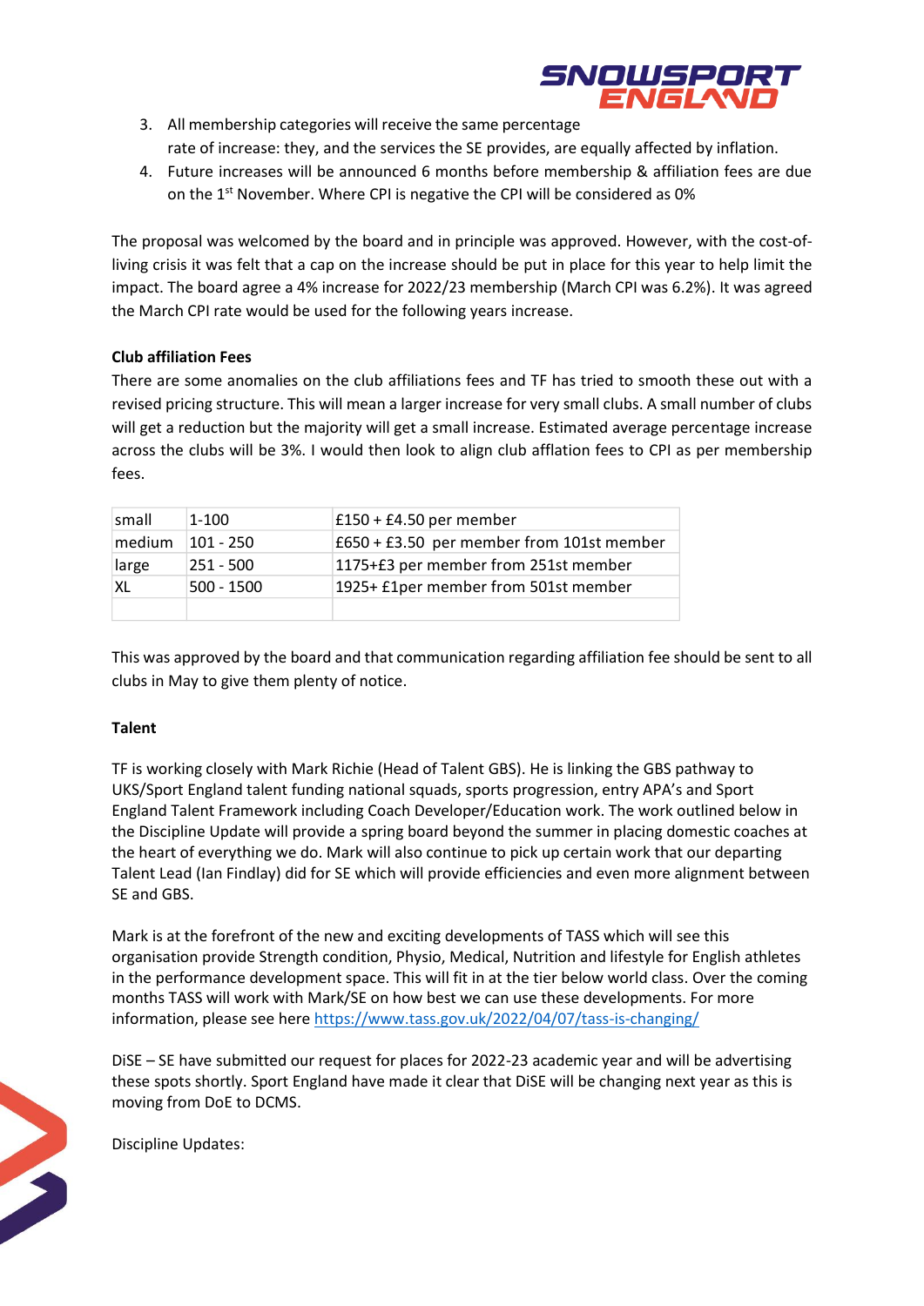3. All membership categories will receive the same percentage rate of increase: they, and the services the SE provides, are equally affected by inflation.
4. Future increases will be announced 6 months before membership & affiliation fees are due on the 1st November. Where CPI is negative the CPI will be considered as 0%

The proposal was welcomed by the board and in principle was approved. However, with the cost-of-living crisis it was felt that a cap on the increase should be put in place for this year to help limit the impact. The board agree a 4% increase for 2022/23 membership (March CPI was 6.2%). It was agreed the March CPI rate would be used for the following years increase.

**Club affiliation Fees**

There are some anomalies on the club affiliations fees and TF has tried to smooth these out with a revised pricing structure. This will mean a larger increase for very small clubs. A small number of clubs will get a reduction but the majority will get a small increase. Estimated average percentage increase across the clubs will be 3%. I would then look to align club afflation fees to CPI as per membership fees.

| small | 1-100 | £150 + £4.50 per member |
|---|---|---|
| medium | 101 - 250 | £650 + £3.50 per member from 101st member |
| large | 251 - 500 | 1175+£3 per member from 251st member |
| XL | 500 - 1500 | 1925+ £1per member from 501st member |
| | | |

This was approved by the board and that communication regarding affiliation fee should be sent to all clubs in May to give them plenty of notice.

**Talent**

TF is working closely with Mark Richie (Head of Talent GBS). He is linking the GBS pathway to UKS/Sport England talent funding national squads, sports progression, entry APA's and Sport England Talent Framework including Coach Developer/Education work. The work outlined below in the Discipline Update will provide a spring board beyond the summer in placing domestic coaches at the heart of everything we do. Mark will also continue to pick up certain work that our departing Talent Lead (Ian Findlay) did for SE which will provide efficiencies and even more alignment between SE and GBS.

Mark is at the forefront of the new and exciting developments of TASS which will see this organisation provide Strength condition, Physio, Medical, Nutrition and lifestyle for English athletes in the performance development space. This will fit in at the tier below world class. Over the coming months TASS will work with Mark/SE on how best we can use these developments. For more information, please see here https://www.tass.gov.uk/2022/04/07/tass-is-changing/

DiSE – SE have submitted our request for places for 2022-23 academic year and will be advertising these spots shortly. Sport England have made it clear that DiSE will be changing next year as this is moving from DoE to DCMS.

Discipline Updates: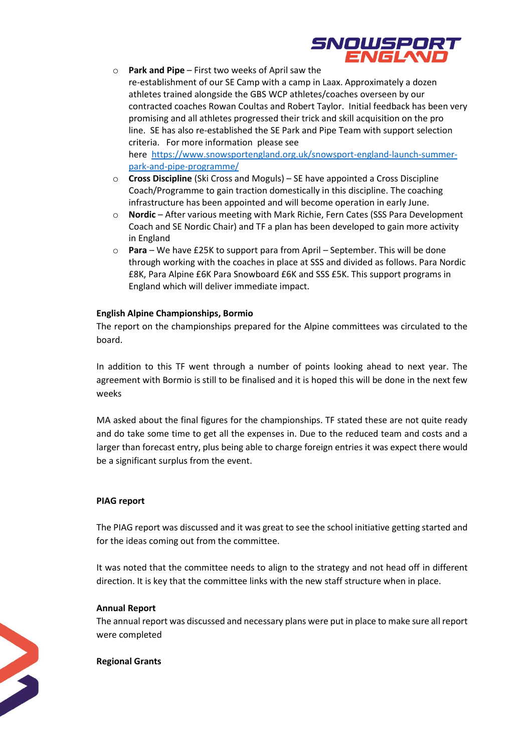- **Park and Pipe** – First two weeks of April saw the re-establishment of our SE Camp with a camp in Laax. Approximately a dozen athletes trained alongside the GBS WCP athletes/coaches overseen by our contracted coaches Rowan Coultas and Robert Taylor. Initial feedback has been very promising and all athletes progressed their trick and skill acquisition on the pro line. SE has also re-established the SE Park and Pipe Team with support selection criteria. For more information please see here https://www.snowsportengland.org.uk/snowsport-england-launch-summer-park-and-pipe-programme/
- **Cross Discipline** (Ski Cross and Moguls) – SE have appointed a Cross Discipline Coach/Programme to gain traction domestically in this discipline. The coaching infrastructure has been appointed and will become operation in early June.
- **Nordic** – After various meeting with Mark Richie, Fern Cates (SSS Para Development Coach and SE Nordic Chair) and TF a plan has been developed to gain more activity in England
- **Para** – We have £25K to support para from April – September. This will be done through working with the coaches in place at SSS and divided as follows. Para Nordic £8K, Para Alpine £6K Para Snowboard £6K and SSS £5K. This support programs in England which will deliver immediate impact.

**English Alpine Championships, Bormio**

The report on the championships prepared for the Alpine committees was circulated to the board.

In addition to this TF went through a number of points looking ahead to next year. The agreement with Bormio is still to be finalised and it is hoped this will be done in the next few weeks

MA asked about the final figures for the championships. TF stated these are not quite ready and do take some time to get all the expenses in. Due to the reduced team and costs and a larger than forecast entry, plus being able to charge foreign entries it was expect there would be a significant surplus from the event.

**PIAG report**

The PIAG report was discussed and it was great to see the school initiative getting started and for the ideas coming out from the committee.

It was noted that the committee needs to align to the strategy and not head off in different direction. It is key that the committee links with the new staff structure when in place.

**Annual Report**

The annual report was discussed and necessary plans were put in place to make sure all report were completed

**Regional Grants**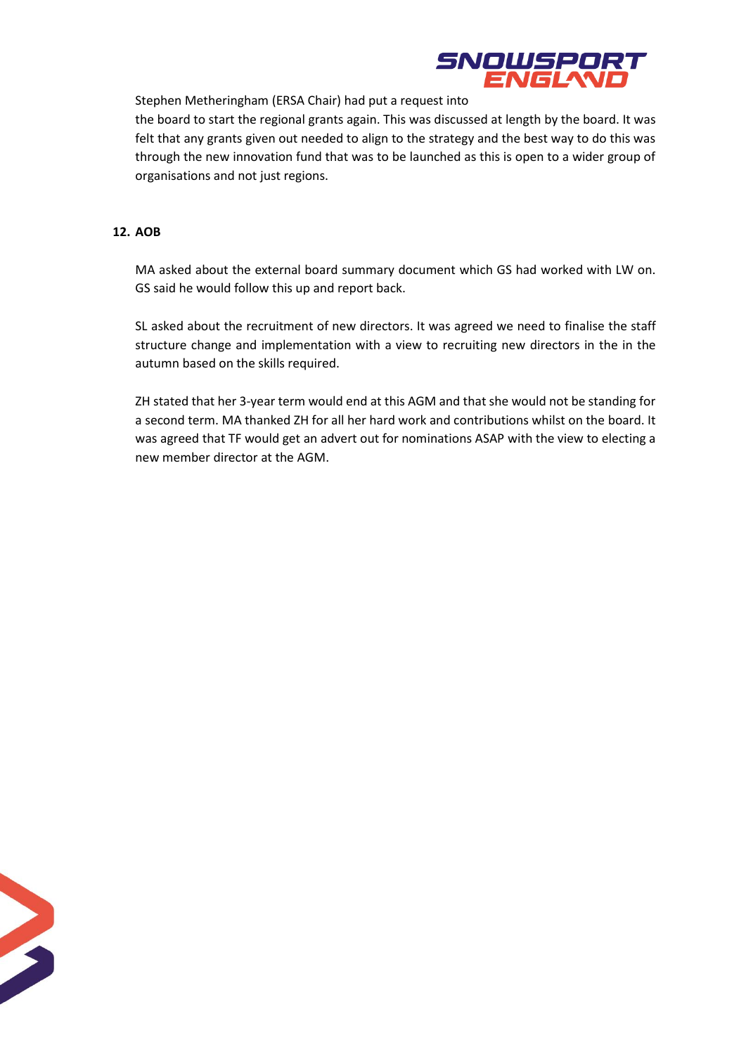Stephen Metheringham (ERSA Chair) had put a request into the board to start the regional grants again. This was discussed at length by the board. It was felt that any grants given out needed to align to the strategy and the best way to do this was through the new innovation fund that was to be launched as this is open to a wider group of organisations and not just regions.

**12. AOB**

MA asked about the external board summary document which GS had worked with LW on. GS said he would follow this up and report back.

SL asked about the recruitment of new directors. It was agreed we need to finalise the staff structure change and implementation with a view to recruiting new directors in the in the autumn based on the skills required.

ZH stated that her 3-year term would end at this AGM and that she would not be standing for a second term. MA thanked ZH for all her hard work and contributions whilst on the board. It was agreed that TF would get an advert out for nominations ASAP with the view to electing a new member director at the AGM.